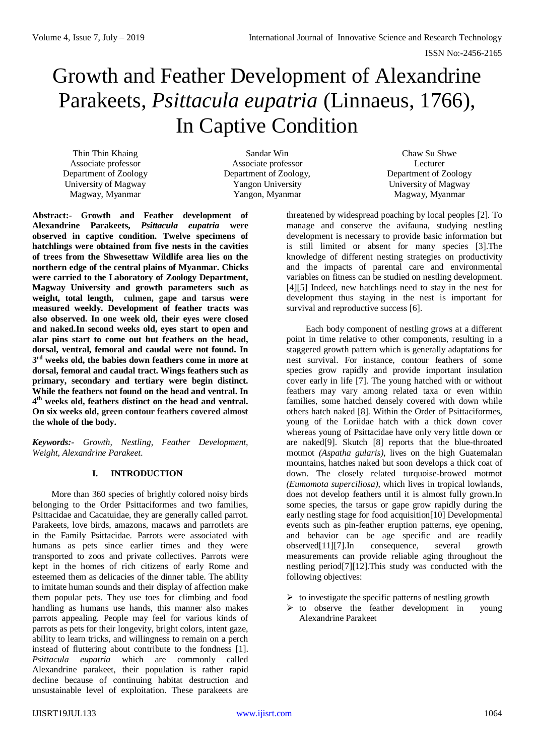# Growth and Feather Development of Alexandrine Parakeets, *Psittacula eupatria* (Linnaeus, 1766), In Captive Condition

Thin Thin Khaing
Associate professor
Department of Zoology
University of Magway
Magway, Myanmar

Sandar Win
Associate professor
Department of Zoology,
Yangon University
Yangon, Myanmar

Chaw Su Shwe
Lecturer
Department of Zoology
University of Magway
Magway, Myanmar

**Abstract:- Growth and Feather development of Alexandrine Parakeets, *Psittacula eupatria* were observed in captive condition. Twelve specimens of hatchlings were obtained from five nests in the cavities of trees from the Shwesettaw Wildlife area lies on the northern edge of the central plains of Myanmar. Chicks were carried to the Laboratory of Zoology Department, Magway University and growth parameters such as weight, total length, culmen, gape and tarsus were measured weekly. Development of feather tracts was also observed. In one week old, their eyes were closed and naked.In second weeks old, eyes start to open and alar pins start to come out but feathers on the head, dorsal, ventral, femoral and caudal were not found. In 3rd weeks old, the babies down feathers come in more at dorsal, femoral and caudal tract. Wings feathers such as primary, secondary and tertiary were begin distinct. While the feathers not found on the head and ventral. In 4th weeks old, feathers distinct on the head and ventral. On six weeks old, green contour feathers covered almost the whole of the body.**

***Keywords:-** Growth, Nestling, Feather Development, Weight, Alexandrine Parakeet.*

## I. INTRODUCTION

More than 360 species of brightly colored noisy birds belonging to the Order Psittaciformes and two families, Psittacidae and Cacatuidae, they are generally called parrot. Parakeets, love birds, amazons, macaws and parrotlets are in the Family Psittacidae. Parrots were associated with humans as pets since earlier times and they were transported to zoos and private collectives. Parrots were kept in the homes of rich citizens of early Rome and esteemed them as delicacies of the dinner table. The ability to imitate human sounds and their display of affection make them popular pets. They use toes for climbing and food handling as humans use hands, this manner also makes parrots appealing. People may feel for various kinds of parrots as pets for their longevity, bright colors, intent gaze, ability to learn tricks, and willingness to remain on a perch instead of fluttering about contribute to the fondness [1]. *Psittacula eupatria* which are commonly called Alexandrine parakeet, their population is rather rapid decline because of continuing habitat destruction and unsustainable level of exploitation. These parakeets are threatened by widespread poaching by local peoples [2]. To manage and conserve the avifauna, studying nestling development is necessary to provide basic information but is still limited or absent for many species [3].The knowledge of different nesting strategies on productivity and the impacts of parental care and environmental variables on fitness can be studied on nestling development.[4][5] Indeed, new hatchlings need to stay in the nest for development thus staying in the nest is important for survival and reproductive success [6].

Each body component of nestling grows at a different point in time relative to other components, resulting in a staggered growth pattern which is generally adaptations for nest survival. For instance, contour feathers of some species grow rapidly and provide important insulation cover early in life [7]. The young hatched with or without feathers may vary among related taxa or even within families, some hatched densely covered with down while others hatch naked [8]. Within the Order of Psittaciformes, young of the Loriidae hatch with a thick down cover whereas young of Psittacidae have only very little down or are naked[9]. Skutch [8] reports that the blue-throated motmot *(Aspatha gularis)*, lives on the high Guatemalan mountains, hatches naked but soon develops a thick coat of down. The closely related turquoise-browed motmot *(Eumomota superciliosa)*, which lives in tropical lowlands, does not develop feathers until it is almost fully grown.In some species, the tarsus or gape grow rapidly during the early nestling stage for food acquisition[10] Developmental events such as pin-feather eruption patterns, eye opening, and behavior can be age specific and are readily observed[11][7].In consequence, several growth measurements can provide reliable aging throughout the nestling period[7][12].This study was conducted with the following objectives:

- to investigate the specific patterns of nestling growth
- to observe the feather development in young Alexandrine Parakeet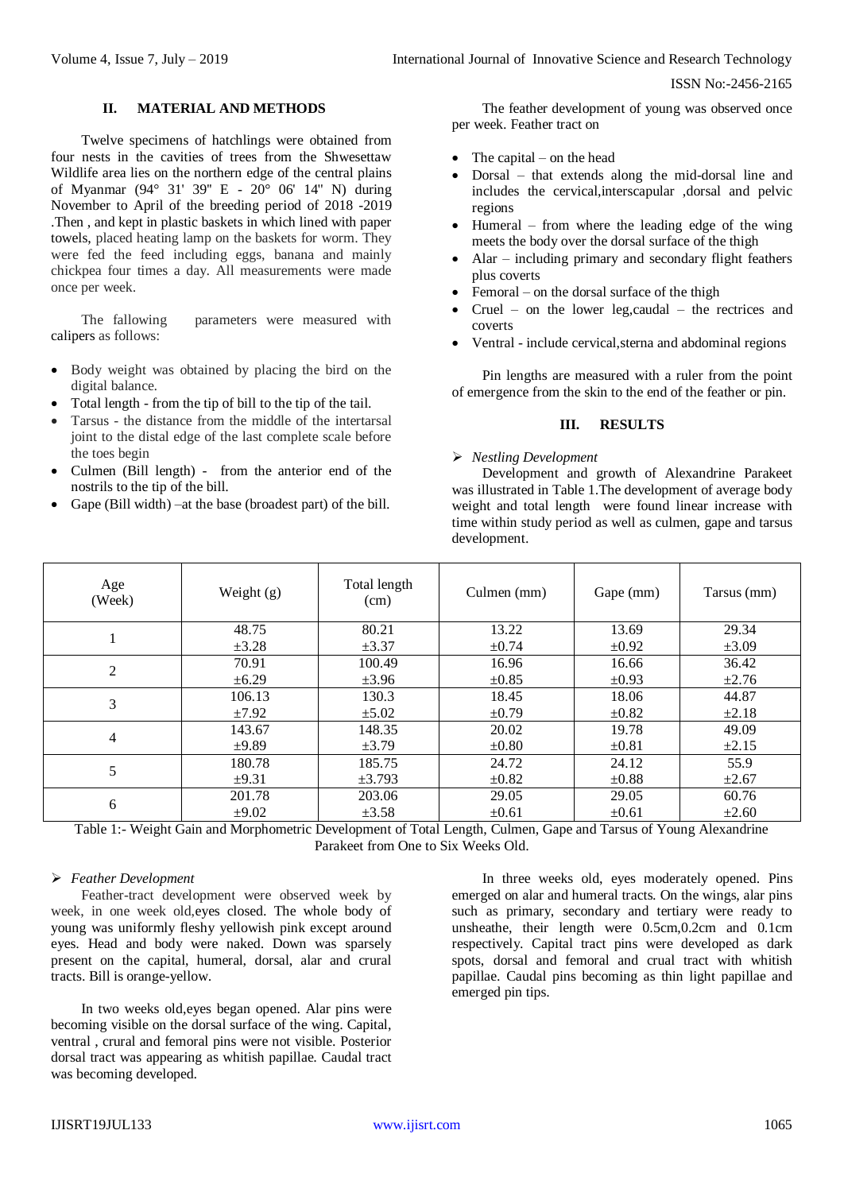## II. MATERIAL AND METHODS

Twelve specimens of hatchlings were obtained from four nests in the cavities of trees from the Shwesettaw Wildlife area lies on the northern edge of the central plains of Myanmar (94° 31' 39" E - 20° 06' 14" N) during November to April of the breeding period of 2018 -2019 .Then , and kept in plastic baskets in which lined with paper towels, placed heating lamp on the baskets for worm. They were fed the feed including eggs, banana and mainly chickpea four times a day. All measurements were made once per week.

The fallowing parameters were measured with calipers as follows:

- Body weight was obtained by placing the bird on the digital balance.
- Total length - from the tip of bill to the tip of the tail.
- Tarsus - the distance from the middle of the intertarsal joint to the distal edge of the last complete scale before the toes begin
- Culmen (Bill length) - from the anterior end of the nostrils to the tip of the bill.
- Gape (Bill width) –at the base (broadest part) of the bill.

The feather development of young was observed once per week. Feather tract on

- The capital – on the head
- Dorsal – that extends along the mid-dorsal line and includes the cervical,interscapular ,dorsal and pelvic regions
- Humeral – from where the leading edge of the wing meets the body over the dorsal surface of the thigh
- Alar – including primary and secondary flight feathers plus coverts
- Femoral – on the dorsal surface of the thigh
- Cruel – on the lower leg,caudal – the rectrices and coverts
- Ventral - include cervical,sterna and abdominal regions

Pin lengths are measured with a ruler from the point of emergence from the skin to the end of the feather or pin.

## III. RESULTS

➢ *Nestling Development*

Development and growth of Alexandrine Parakeet was illustrated in Table 1.The development of average body weight and total length were found linear increase with time within study period as well as culmen, gape and tarsus development.

| Age (Week) | Weight (g) | Total length (cm) | Culmen (mm) | Gape (mm) | Tarsus (mm) |
|---|---|---|---|---|---|
| 1 | 48.75 ±3.28 | 80.21 ±3.37 | 13.22 ±0.74 | 13.69 ±0.92 | 29.34 ±3.09 |
| 2 | 70.91 ±6.29 | 100.49 ±3.96 | 16.96 ±0.85 | 16.66 ±0.93 | 36.42 ±2.76 |
| 3 | 106.13 ±7.92 | 130.3 ±5.02 | 18.45 ±0.79 | 18.06 ±0.82 | 44.87 ±2.18 |
| 4 | 143.67 ±9.89 | 148.35 ±3.79 | 20.02 ±0.80 | 19.78 ±0.81 | 49.09 ±2.15 |
| 5 | 180.78 ±9.31 | 185.75 ±3.793 | 24.72 ±0.82 | 24.12 ±0.88 | 55.9 ±2.67 |
| 6 | 201.78 ±9.02 | 203.06 ±3.58 | 29.05 ±0.61 | 29.05 ±0.61 | 60.76 ±2.60 |

Table 1:- Weight Gain and Morphometric Development of Total Length, Culmen, Gape and Tarsus of Young Alexandrine Parakeet from One to Six Weeks Old.

➢ *Feather Development*

Feather-tract development were observed week by week, in one week old,eyes closed. The whole body of young was uniformly fleshy yellowish pink except around eyes. Head and body were naked. Down was sparsely present on the capital, humeral, dorsal, alar and crural tracts. Bill is orange-yellow.

In two weeks old,eyes began opened. Alar pins were becoming visible on the dorsal surface of the wing. Capital, ventral , crural and femoral pins were not visible. Posterior dorsal tract was appearing as whitish papillae. Caudal tract was becoming developed.

In three weeks old, eyes moderately opened. Pins emerged on alar and humeral tracts. On the wings, alar pins such as primary, secondary and tertiary were ready to unsheathe, their length were 0.5cm,0.2cm and 0.1cm respectively. Capital tract pins were developed as dark spots, dorsal and femoral and crual tract with whitish papillae. Caudal pins becoming as thin light papillae and emerged pin tips.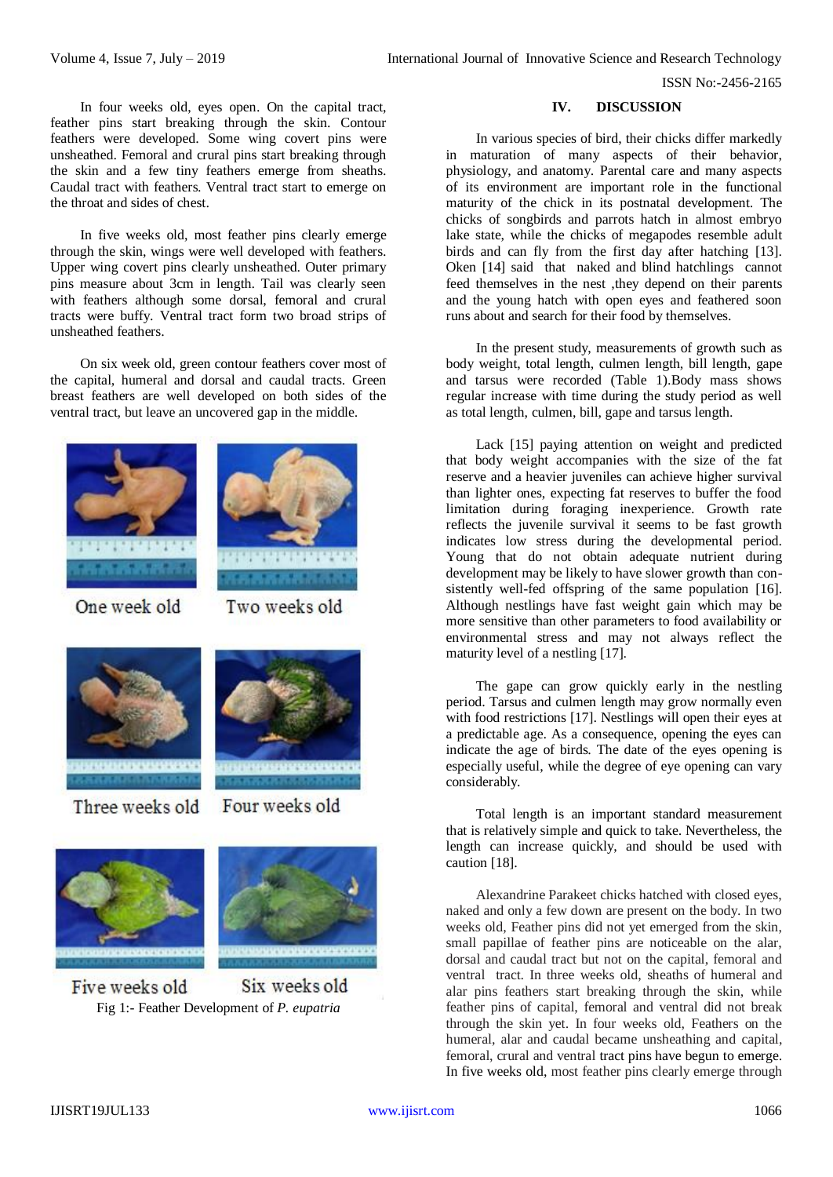In four weeks old, eyes open. On the capital tract, feather pins start breaking through the skin. Contour feathers were developed. Some wing covert pins were unsheathed. Femoral and crural pins start breaking through the skin and a few tiny feathers emerge from sheaths. Caudal tract with feathers. Ventral tract start to emerge on the throat and sides of chest.

In five weeks old, most feather pins clearly emerge through the skin, wings were well developed with feathers. Upper wing covert pins clearly unsheathed. Outer primary pins measure about 3cm in length. Tail was clearly seen with feathers although some dorsal, femoral and crural tracts were buffy. Ventral tract form two broad strips of unsheathed feathers.

On six week old, green contour feathers cover most of the capital, humeral and dorsal and caudal tracts. Green breast feathers are well developed on both sides of the ventral tract, but leave an uncovered gap in the middle.

One week old | Two weeks old | Three weeks old | Four weeks old | Five weeks old | Six weeks old

Fig 1:- Feather Development of *P. eupatria*

## IV. DISCUSSION

In various species of bird, their chicks differ markedly in maturation of many aspects of their behavior, physiology, and anatomy. Parental care and many aspects of its environment are important role in the functional maturity of the chick in its postnatal development. The chicks of songbirds and parrots hatch in almost embryo lake state, while the chicks of megapodes resemble adult birds and can fly from the first day after hatching [13]. Oken [14] said that naked and blind hatchlings cannot feed themselves in the nest ,they depend on their parents and the young hatch with open eyes and feathered soon runs about and search for their food by themselves.

In the present study, measurements of growth such as body weight, total length, culmen length, bill length, gape and tarsus were recorded (Table 1).Body mass shows regular increase with time during the study period as well as total length, culmen, bill, gape and tarsus length.

Lack [15] paying attention on weight and predicted that body weight accompanies with the size of the fat reserve and a heavier juveniles can achieve higher survival than lighter ones, expecting fat reserves to buffer the food limitation during foraging inexperience. Growth rate reflects the juvenile survival it seems to be fast growth indicates low stress during the developmental period. Young that do not obtain adequate nutrient during development may be likely to have slower growth than consistently well-fed offspring of the same population [16]. Although nestlings have fast weight gain which may be more sensitive than other parameters to food availability or environmental stress and may not always reflect the maturity level of a nestling [17].

The gape can grow quickly early in the nestling period. Tarsus and culmen length may grow normally even with food restrictions [17]. Nestlings will open their eyes at a predictable age. As a consequence, opening the eyes can indicate the age of birds. The date of the eyes opening is especially useful, while the degree of eye opening can vary considerably.

Total length is an important standard measurement that is relatively simple and quick to take. Nevertheless, the length can increase quickly, and should be used with caution [18].

Alexandrine Parakeet chicks hatched with closed eyes, naked and only a few down are present on the body. In two weeks old, Feather pins did not yet emerged from the skin, small papillae of feather pins are noticeable on the alar, dorsal and caudal tract but not on the capital, femoral and ventral tract. In three weeks old, sheaths of humeral and alar pins feathers start breaking through the skin, while feather pins of capital, femoral and ventral did not break through the skin yet. In four weeks old, Feathers on the humeral, alar and caudal became unsheathing and capital, femoral, crural and ventral tract pins have begun to emerge. In five weeks old, most feather pins clearly emerge through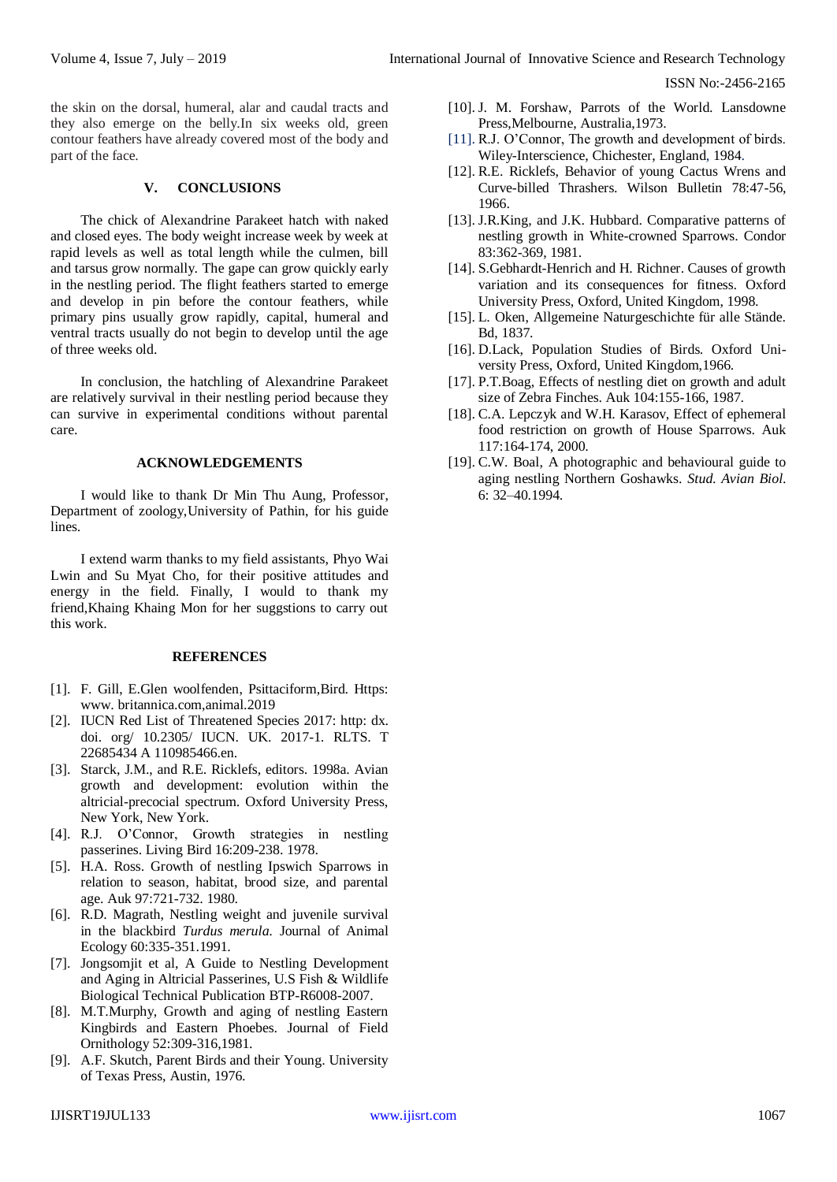the skin on the dorsal, humeral, alar and caudal tracts and they also emerge on the belly.In six weeks old, green contour feathers have already covered most of the body and part of the face.

## V. CONCLUSIONS

The chick of Alexandrine Parakeet hatch with naked and closed eyes. The body weight increase week by week at rapid levels as well as total length while the culmen, bill and tarsus grow normally. The gape can grow quickly early in the nestling period. The flight feathers started to emerge and develop in pin before the contour feathers, while primary pins usually grow rapidly, capital, humeral and ventral tracts usually do not begin to develop until the age of three weeks old.

In conclusion, the hatchling of Alexandrine Parakeet are relatively survival in their nestling period because they can survive in experimental conditions without parental care.

## ACKNOWLEDGEMENTS

I would like to thank Dr Min Thu Aung, Professor, Department of zoology,University of Pathin, for his guide lines.

I extend warm thanks to my field assistants, Phyo Wai Lwin and Su Myat Cho, for their positive attitudes and energy in the field. Finally, I would to thank my friend,Khaing Khaing Mon for her suggstions to carry out this work.

## REFERENCES

- [1]. F. Gill, E.Glen woolfenden, Psittaciform,Bird. Https: www. britannica.com,animal.2019
- [2]. IUCN Red List of Threatened Species 2017: http: dx. doi. org/ 10.2305/ IUCN. UK. 2017-1. RLTS. T 22685434 A 110985466.en.
- [3]. Starck, J.M., and R.E. Ricklefs, editors. 1998a. Avian growth and development: evolution within the altricial-precocial spectrum. Oxford University Press, New York, New York.
- [4]. R.J. O'Connor, Growth strategies in nestling passerines. Living Bird 16:209-238. 1978.
- [5]. H.A. Ross. Growth of nestling Ipswich Sparrows in relation to season, habitat, brood size, and parental age. Auk 97:721-732. 1980.
- [6]. R.D. Magrath, Nestling weight and juvenile survival in the blackbird *Turdus merula.* Journal of Animal Ecology 60:335-351.1991.
- [7]. Jongsomjit et al, A Guide to Nestling Development and Aging in Altricial Passerines, U.S Fish & Wildlife Biological Technical Publication BTP-R6008-2007.
- [8]. M.T.Murphy, Growth and aging of nestling Eastern Kingbirds and Eastern Phoebes. Journal of Field Ornithology 52:309-316,1981.
- [9]. A.F. Skutch, Parent Birds and their Young. University of Texas Press, Austin, 1976.
- [10]. J. M. Forshaw, Parrots of the World. Lansdowne Press,Melbourne, Australia,1973.
- [11]. R.J. O'Connor, The growth and development of birds. Wiley-Interscience, Chichester, England, 1984.
- [12]. R.E. Ricklefs, Behavior of young Cactus Wrens and Curve-billed Thrashers. Wilson Bulletin 78:47-56, 1966.
- [13]. J.R.King, and J.K. Hubbard. Comparative patterns of nestling growth in White-crowned Sparrows. Condor 83:362-369, 1981.
- [14]. S.Gebhardt-Henrich and H. Richner. Causes of growth variation and its consequences for fitness. Oxford University Press, Oxford, United Kingdom, 1998.
- [15]. L. Oken, Allgemeine Naturgeschichte für alle Stände. Bd, 1837.
- [16]. D.Lack, Population Studies of Birds. Oxford University Press, Oxford, United Kingdom,1966.
- [17]. P.T.Boag, Effects of nestling diet on growth and adult size of Zebra Finches. Auk 104:155-166, 1987.
- [18]. C.A. Lepczyk and W.H. Karasov, Effect of ephemeral food restriction on growth of House Sparrows. Auk 117:164-174, 2000.
- [19]. C.W. Boal, A photographic and behavioural guide to aging nestling Northern Goshawks. *Stud. Avian Biol.* 6: 32–40.1994.